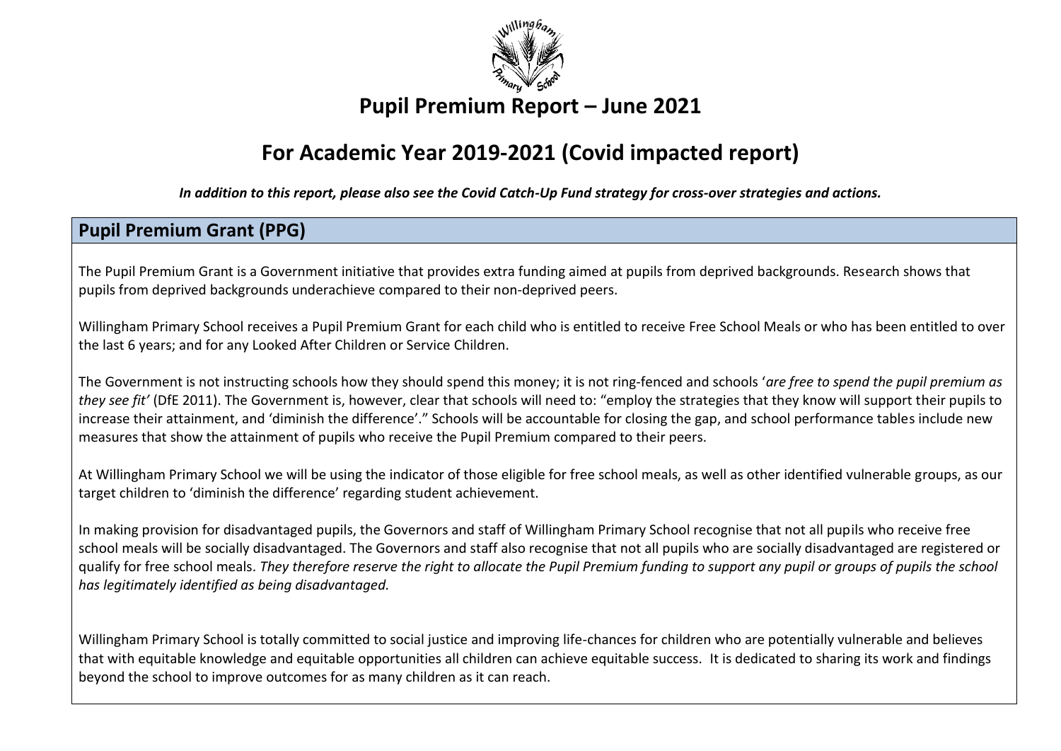# Pupil Premium Report – June 2021

## For Academic Year 2019-2021 (Covid impacted report)

***In addition to this report, please also see the Covid Catch-Up Fund strategy for cross-over strategies and actions.***

## Pupil Premium Grant (PPG)

The Pupil Premium Grant is a Government initiative that provides extra funding aimed at pupils from deprived backgrounds. Research shows that pupils from deprived backgrounds underachieve compared to their non-deprived peers.

Willingham Primary School receives a Pupil Premium Grant for each child who is entitled to receive Free School Meals or who has been entitled to over the last 6 years; and for any Looked After Children or Service Children.

The Government is not instructing schools how they should spend this money; it is not ring-fenced and schools '*are free to spend the pupil premium as they see fit'* (DfE 2011). The Government is, however, clear that schools will need to: "employ the strategies that they know will support their pupils to increase their attainment, and 'diminish the difference'." Schools will be accountable for closing the gap, and school performance tables include new measures that show the attainment of pupils who receive the Pupil Premium compared to their peers.

At Willingham Primary School we will be using the indicator of those eligible for free school meals, as well as other identified vulnerable groups, as our target children to 'diminish the difference' regarding student achievement.

In making provision for disadvantaged pupils, the Governors and staff of Willingham Primary School recognise that not all pupils who receive free school meals will be socially disadvantaged. The Governors and staff also recognise that not all pupils who are socially disadvantaged are registered or qualify for free school meals. *They therefore reserve the right to allocate the Pupil Premium funding to support any pupil or groups of pupils the school has legitimately identified as being disadvantaged.*

Willingham Primary School is totally committed to social justice and improving life-chances for children who are potentially vulnerable and believes that with equitable knowledge and equitable opportunities all children can achieve equitable success. It is dedicated to sharing its work and findings beyond the school to improve outcomes for as many children as it can reach.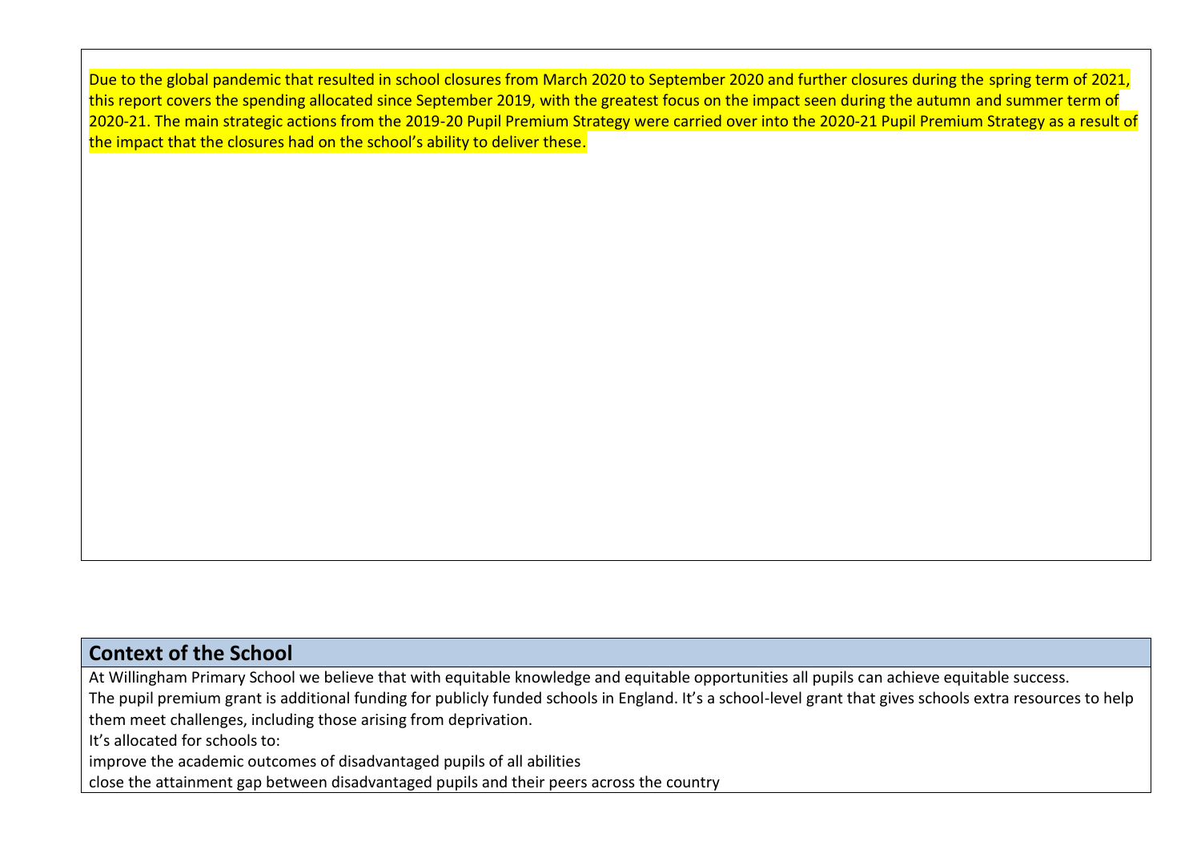Due to the global pandemic that resulted in school closures from March 2020 to September 2020 and further closures during the spring term of 2021, this report covers the spending allocated since September 2019, with the greatest focus on the impact seen during the autumn and summer term of 2020-21. The main strategic actions from the 2019-20 Pupil Premium Strategy were carried over into the 2020-21 Pupil Premium Strategy as a result of the impact that the closures had on the school's ability to deliver these.

## Context of the School

At Willingham Primary School we believe that with equitable knowledge and equitable opportunities all pupils can achieve equitable success.

The pupil premium grant is additional funding for publicly funded schools in England. It's a school-level grant that gives schools extra resources to help them meet challenges, including those arising from deprivation.

It's allocated for schools to:

improve the academic outcomes of disadvantaged pupils of all abilities

close the attainment gap between disadvantaged pupils and their peers across the country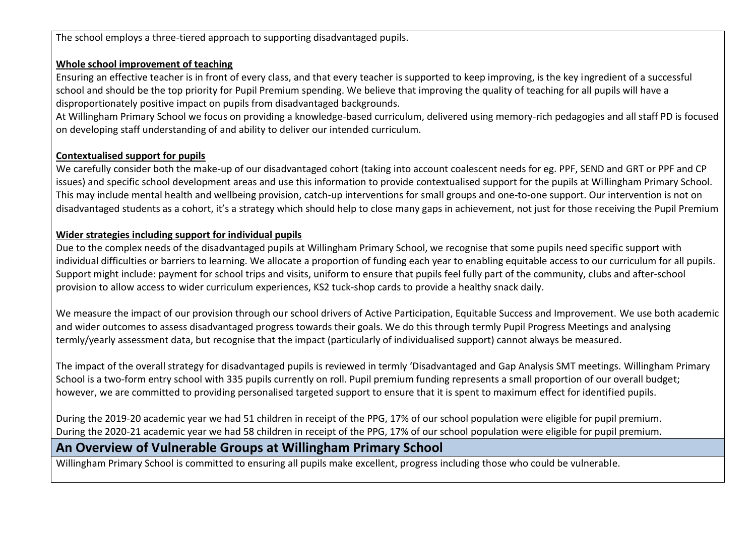The school employs a three-tiered approach to supporting disadvantaged pupils.

**Whole school improvement of teaching**

Ensuring an effective teacher is in front of every class, and that every teacher is supported to keep improving, is the key ingredient of a successful school and should be the top priority for Pupil Premium spending. We believe that improving the quality of teaching for all pupils will have a disproportionately positive impact on pupils from disadvantaged backgrounds.

At Willingham Primary School we focus on providing a knowledge-based curriculum, delivered using memory-rich pedagogies and all staff PD is focused on developing staff understanding of and ability to deliver our intended curriculum.

**Contextualised support for pupils**

We carefully consider both the make-up of our disadvantaged cohort (taking into account coalescent needs for eg. PPF, SEND and GRT or PPF and CP issues) and specific school development areas and use this information to provide contextualised support for the pupils at Willingham Primary School. This may include mental health and wellbeing provision, catch-up interventions for small groups and one-to-one support. Our intervention is not on disadvantaged students as a cohort, it's a strategy which should help to close many gaps in achievement, not just for those receiving the Pupil Premium

**Wider strategies including support for individual pupils**

Due to the complex needs of the disadvantaged pupils at Willingham Primary School, we recognise that some pupils need specific support with individual difficulties or barriers to learning. We allocate a proportion of funding each year to enabling equitable access to our curriculum for all pupils. Support might include: payment for school trips and visits, uniform to ensure that pupils feel fully part of the community, clubs and after-school provision to allow access to wider curriculum experiences, KS2 tuck-shop cards to provide a healthy snack daily.

We measure the impact of our provision through our school drivers of Active Participation, Equitable Success and Improvement. We use both academic and wider outcomes to assess disadvantaged progress towards their goals. We do this through termly Pupil Progress Meetings and analysing termly/yearly assessment data, but recognise that the impact (particularly of individualised support) cannot always be measured.

The impact of the overall strategy for disadvantaged pupils is reviewed in termly 'Disadvantaged and Gap Analysis SMT meetings. Willingham Primary School is a two-form entry school with 335 pupils currently on roll. Pupil premium funding represents a small proportion of our overall budget; however, we are committed to providing personalised targeted support to ensure that it is spent to maximum effect for identified pupils.

During the 2019-20 academic year we had 51 children in receipt of the PPG, 17% of our school population were eligible for pupil premium.
During the 2020-21 academic year we had 58 children in receipt of the PPG, 17% of our school population were eligible for pupil premium.

## An Overview of Vulnerable Groups at Willingham Primary School

Willingham Primary School is committed to ensuring all pupils make excellent, progress including those who could be vulnerable.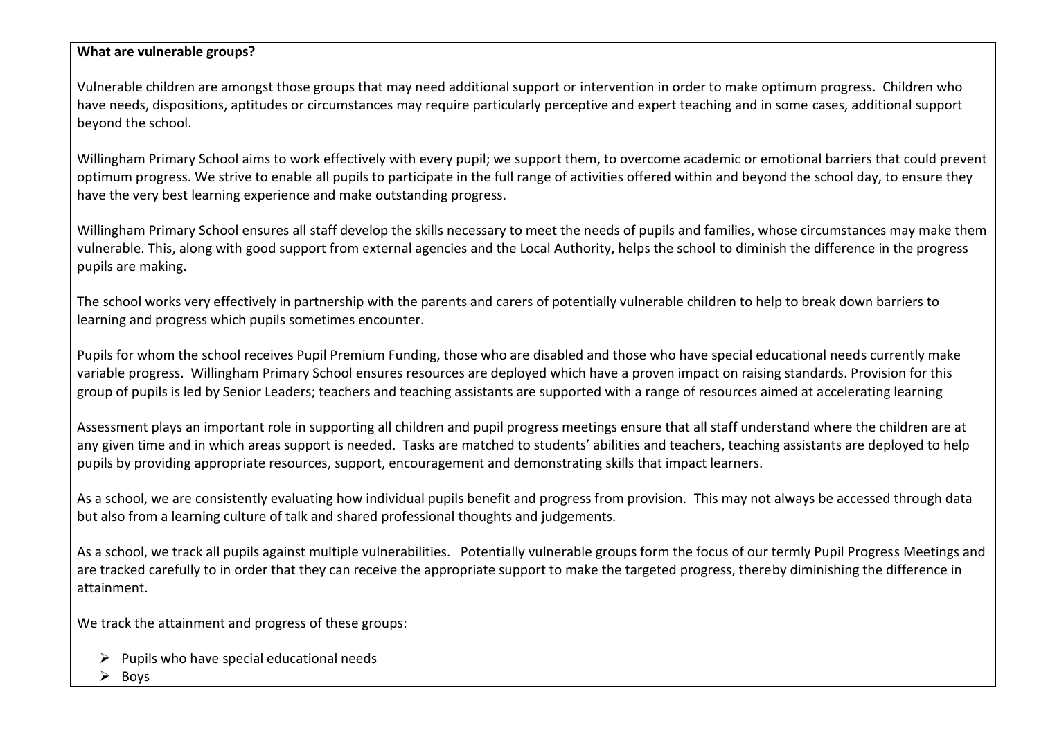**What are vulnerable groups?**

Vulnerable children are amongst those groups that may need additional support or intervention in order to make optimum progress. Children who have needs, dispositions, aptitudes or circumstances may require particularly perceptive and expert teaching and in some cases, additional support beyond the school.

Willingham Primary School aims to work effectively with every pupil; we support them, to overcome academic or emotional barriers that could prevent optimum progress. We strive to enable all pupils to participate in the full range of activities offered within and beyond the school day, to ensure they have the very best learning experience and make outstanding progress.

Willingham Primary School ensures all staff develop the skills necessary to meet the needs of pupils and families, whose circumstances may make them vulnerable. This, along with good support from external agencies and the Local Authority, helps the school to diminish the difference in the progress pupils are making.

The school works very effectively in partnership with the parents and carers of potentially vulnerable children to help to break down barriers to learning and progress which pupils sometimes encounter.

Pupils for whom the school receives Pupil Premium Funding, those who are disabled and those who have special educational needs currently make variable progress. Willingham Primary School ensures resources are deployed which have a proven impact on raising standards. Provision for this group of pupils is led by Senior Leaders; teachers and teaching assistants are supported with a range of resources aimed at accelerating learning

Assessment plays an important role in supporting all children and pupil progress meetings ensure that all staff understand where the children are at any given time and in which areas support is needed. Tasks are matched to students' abilities and teachers, teaching assistants are deployed to help pupils by providing appropriate resources, support, encouragement and demonstrating skills that impact learners.

As a school, we are consistently evaluating how individual pupils benefit and progress from provision. This may not always be accessed through data but also from a learning culture of talk and shared professional thoughts and judgements.

As a school, we track all pupils against multiple vulnerabilities. Potentially vulnerable groups form the focus of our termly Pupil Progress Meetings and are tracked carefully to in order that they can receive the appropriate support to make the targeted progress, thereby diminishing the difference in attainment.

We track the attainment and progress of these groups:

- Pupils who have special educational needs
- Boys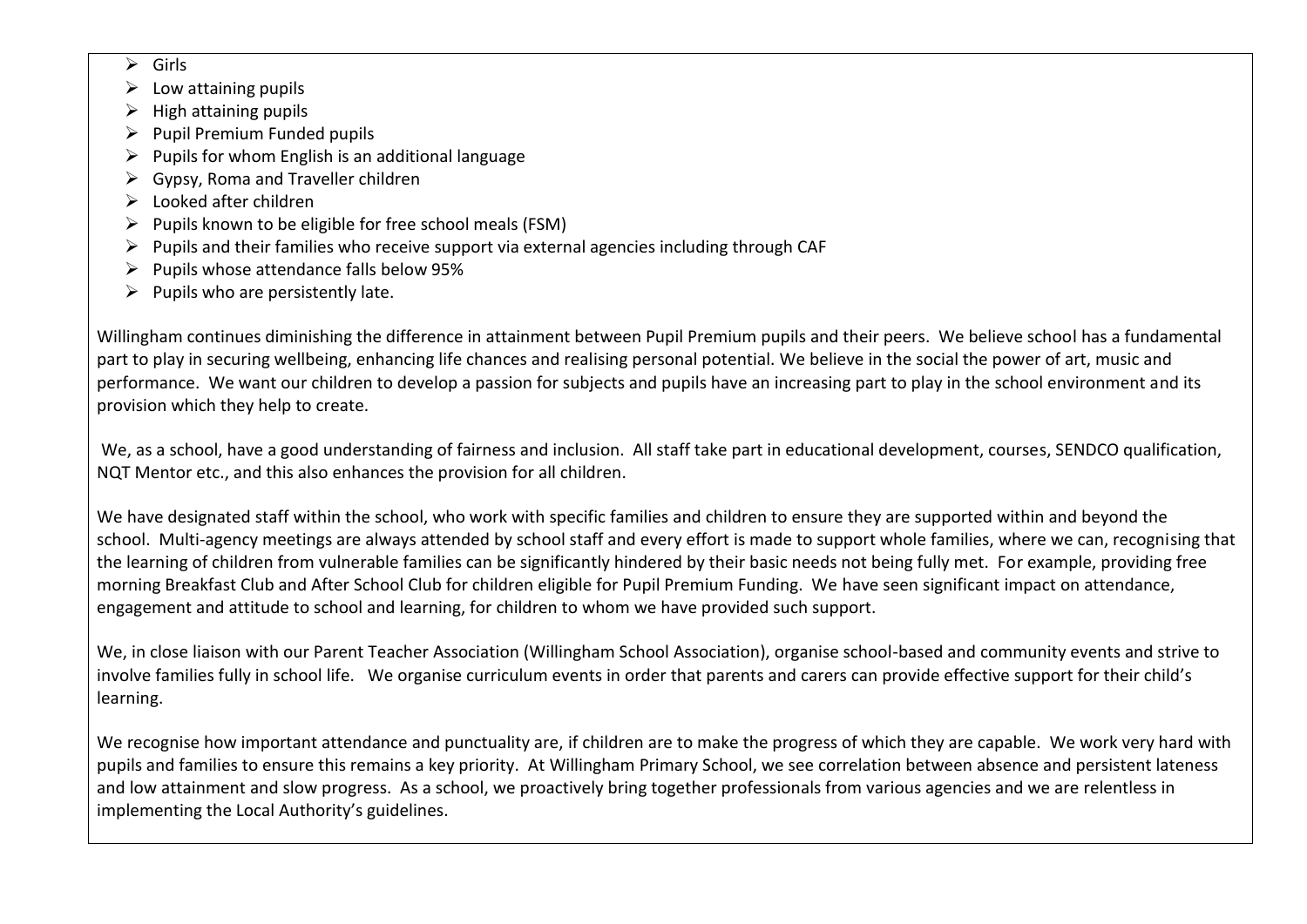- Girls
- Low attaining pupils
- High attaining pupils
- Pupil Premium Funded pupils
- Pupils for whom English is an additional language
- Gypsy, Roma and Traveller children
- Looked after children
- Pupils known to be eligible for free school meals (FSM)
- Pupils and their families who receive support via external agencies including through CAF
- Pupils whose attendance falls below 95%
- Pupils who are persistently late.

Willingham continues diminishing the difference in attainment between Pupil Premium pupils and their peers. We believe school has a fundamental part to play in securing wellbeing, enhancing life chances and realising personal potential. We believe in the social the power of art, music and performance. We want our children to develop a passion for subjects and pupils have an increasing part to play in the school environment and its provision which they help to create.

We, as a school, have a good understanding of fairness and inclusion. All staff take part in educational development, courses, SENDCO qualification, NQT Mentor etc., and this also enhances the provision for all children.

We have designated staff within the school, who work with specific families and children to ensure they are supported within and beyond the school. Multi-agency meetings are always attended by school staff and every effort is made to support whole families, where we can, recognising that the learning of children from vulnerable families can be significantly hindered by their basic needs not being fully met. For example, providing free morning Breakfast Club and After School Club for children eligible for Pupil Premium Funding. We have seen significant impact on attendance, engagement and attitude to school and learning, for children to whom we have provided such support.

We, in close liaison with our Parent Teacher Association (Willingham School Association), organise school-based and community events and strive to involve families fully in school life. We organise curriculum events in order that parents and carers can provide effective support for their child's learning.

We recognise how important attendance and punctuality are, if children are to make the progress of which they are capable. We work very hard with pupils and families to ensure this remains a key priority. At Willingham Primary School, we see correlation between absence and persistent lateness and low attainment and slow progress. As a school, we proactively bring together professionals from various agencies and we are relentless in implementing the Local Authority's guidelines.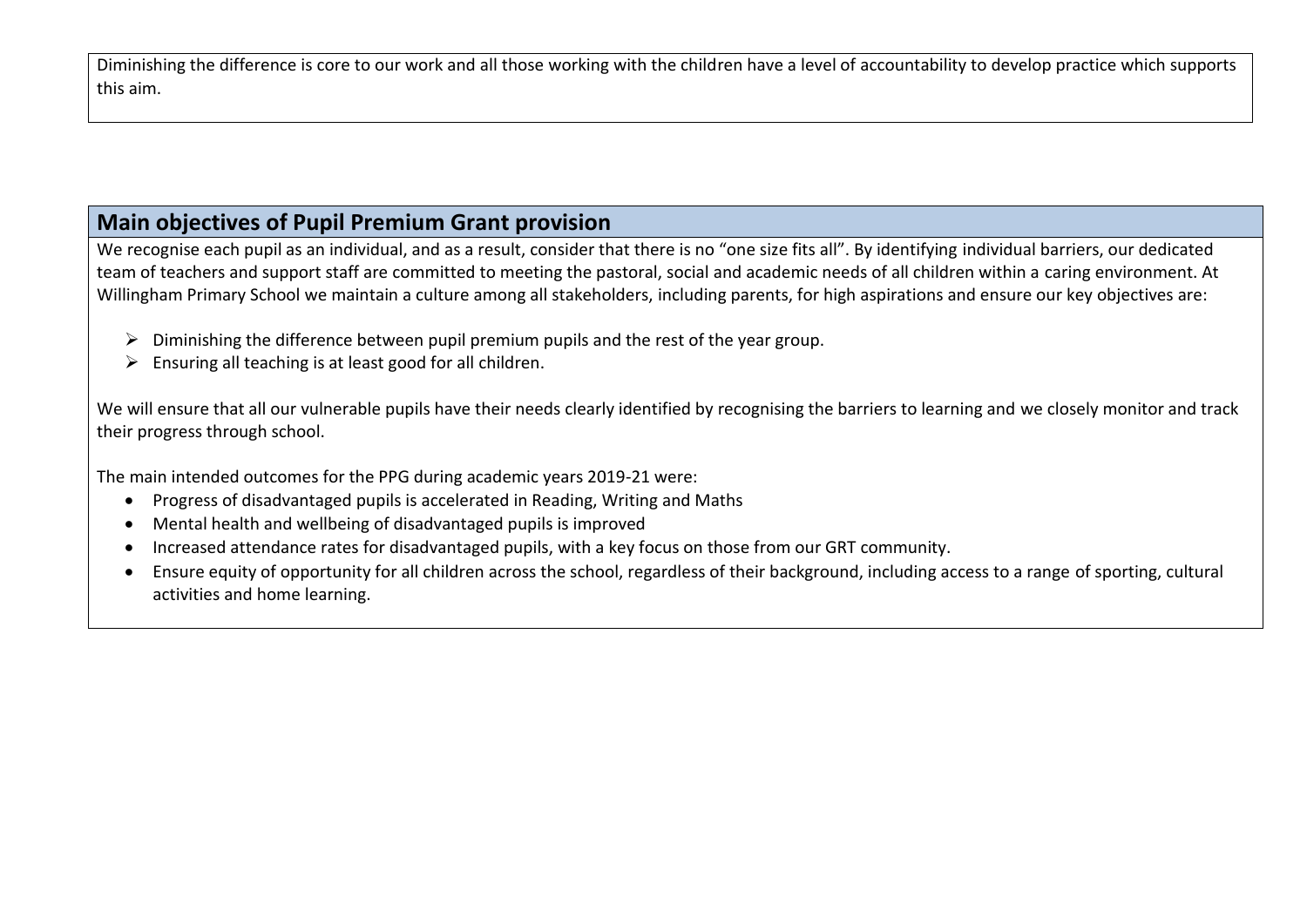Diminishing the difference is core to our work and all those working with the children have a level of accountability to develop practice which supports this aim.

## Main objectives of Pupil Premium Grant provision

We recognise each pupil as an individual, and as a result, consider that there is no "one size fits all". By identifying individual barriers, our dedicated team of teachers and support staff are committed to meeting the pastoral, social and academic needs of all children within a caring environment. At Willingham Primary School we maintain a culture among all stakeholders, including parents, for high aspirations and ensure our key objectives are:

- Diminishing the difference between pupil premium pupils and the rest of the year group.
- Ensuring all teaching is at least good for all children.

We will ensure that all our vulnerable pupils have their needs clearly identified by recognising the barriers to learning and we closely monitor and track their progress through school.

The main intended outcomes for the PPG during academic years 2019-21 were:

- Progress of disadvantaged pupils is accelerated in Reading, Writing and Maths
- Mental health and wellbeing of disadvantaged pupils is improved
- Increased attendance rates for disadvantaged pupils, with a key focus on those from our GRT community.
- Ensure equity of opportunity for all children across the school, regardless of their background, including access to a range of sporting, cultural activities and home learning.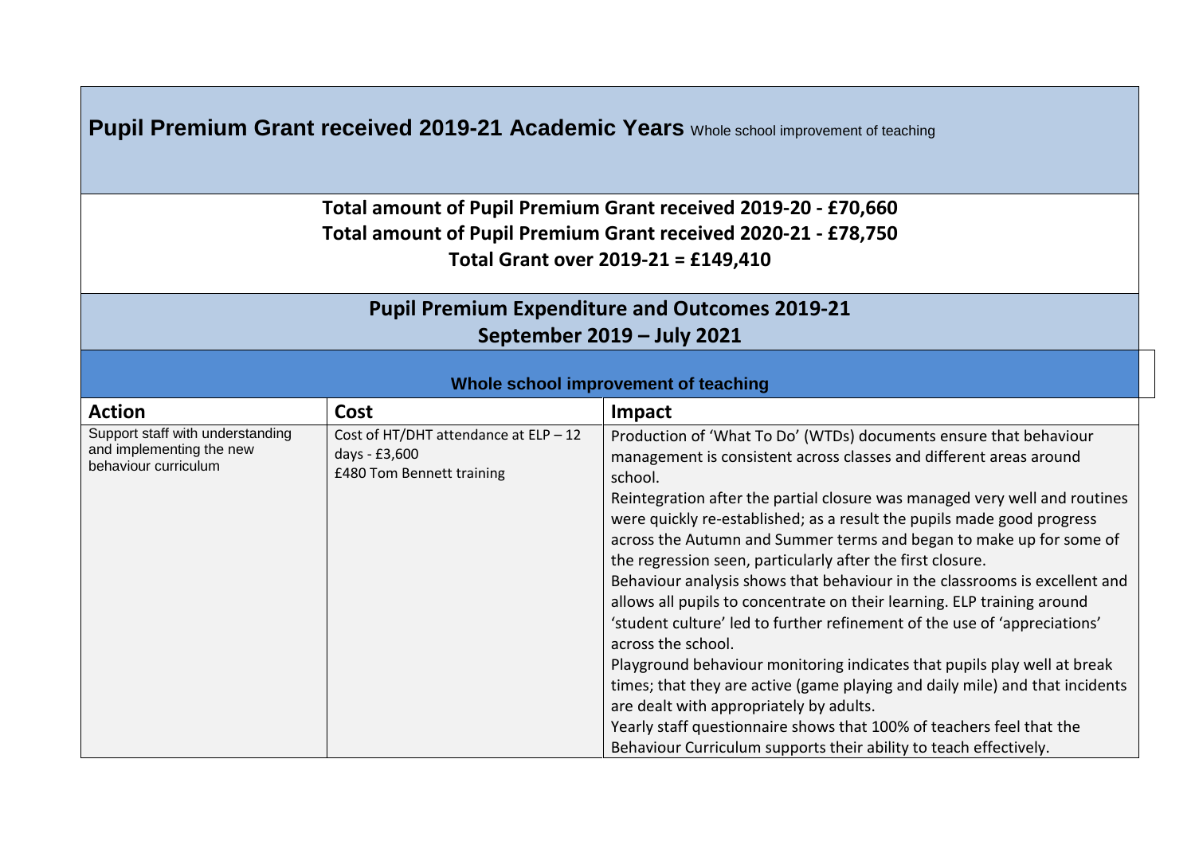## Pupil Premium Grant received 2019-21 Academic Years Whole school improvement of teaching

**Total amount of Pupil Premium Grant received 2019-20 - £70,660**
**Total amount of Pupil Premium Grant received 2020-21 - £78,750**
**Total Grant over 2019-21 = £149,410**

## Pupil Premium Expenditure and Outcomes 2019-21
## September 2019 – July 2021

### Whole school improvement of teaching

| Action | Cost | Impact |
|---|---|---|
| Support staff with understanding and implementing the new behaviour curriculum | Cost of HT/DHT attendance at ELP – 12 days - £3,600<br>£480 Tom Bennett training | Production of 'What To Do' (WTDs) documents ensure that behaviour management is consistent across classes and different areas around school.<br>Reintegration after the partial closure was managed very well and routines were quickly re-established; as a result the pupils made good progress across the Autumn and Summer terms and began to make up for some of the regression seen, particularly after the first closure.<br>Behaviour analysis shows that behaviour in the classrooms is excellent and allows all pupils to concentrate on their learning. ELP training around 'student culture' led to further refinement of the use of 'appreciations' across the school.<br>Playground behaviour monitoring indicates that pupils play well at break times; that they are active (game playing and daily mile) and that incidents are dealt with appropriately by adults.<br>Yearly staff questionnaire shows that 100% of teachers feel that the Behaviour Curriculum supports their ability to teach effectively. |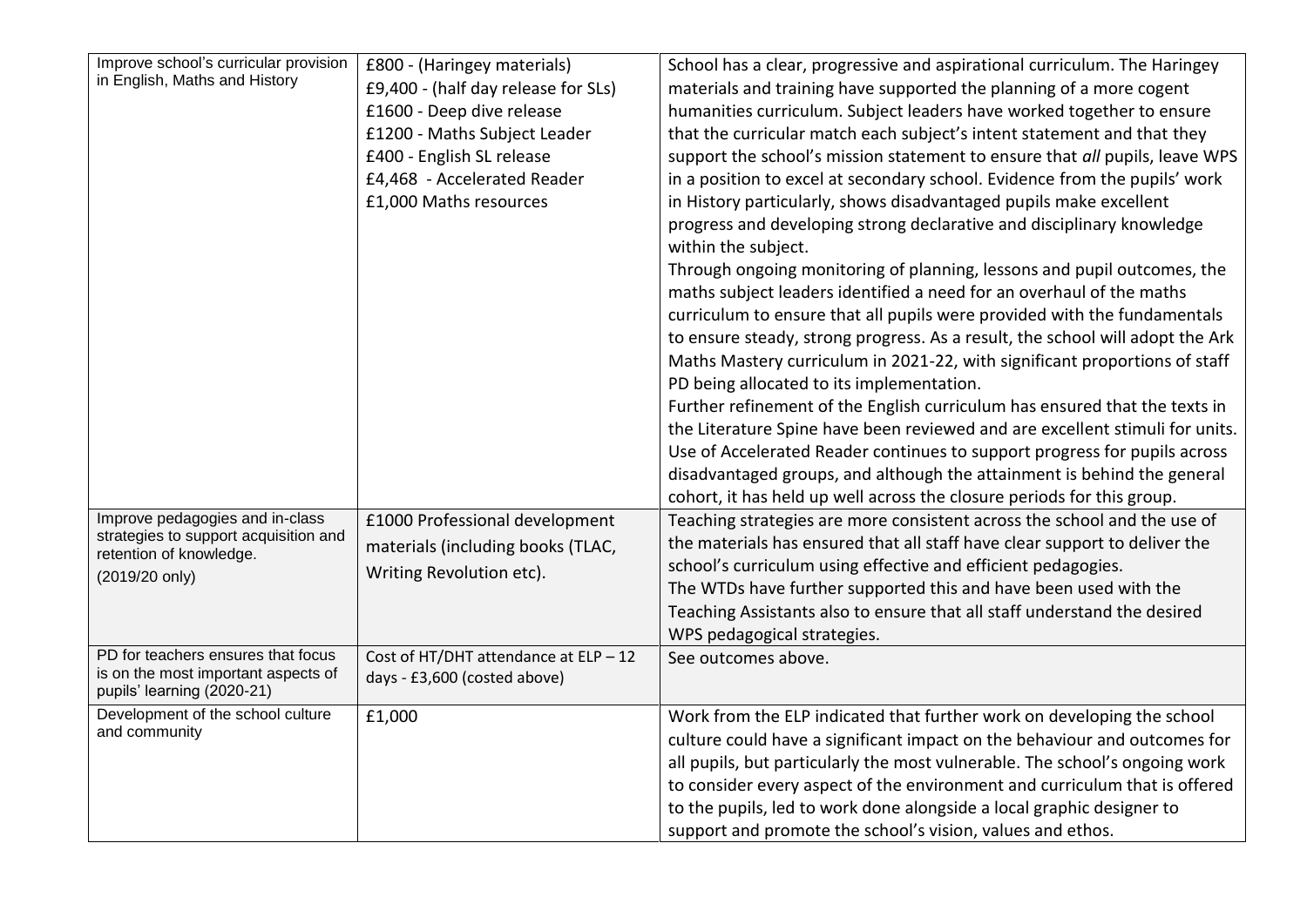| | | |
|---|---|---|
| Improve school's curricular provision in English, Maths and History | £800 - (Haringey materials)<br>£9,400 - (half day release for SLs)<br>£1600 - Deep dive release<br>£1200 - Maths Subject Leader<br>£400 - English SL release<br>£4,468 - Accelerated Reader<br>£1,000 Maths resources | School has a clear, progressive and aspirational curriculum. The Haringey materials and training have supported the planning of a more cogent humanities curriculum. Subject leaders have worked together to ensure that the curricular match each subject's intent statement and that they support the school's mission statement to ensure that *all* pupils, leave WPS in a position to excel at secondary school. Evidence from the pupils' work in History particularly, shows disadvantaged pupils make excellent progress and developing strong declarative and disciplinary knowledge within the subject.<br>Through ongoing monitoring of planning, lessons and pupil outcomes, the maths subject leaders identified a need for an overhaul of the maths curriculum to ensure that all pupils were provided with the fundamentals to ensure steady, strong progress. As a result, the school will adopt the Ark Maths Mastery curriculum in 2021-22, with significant proportions of staff PD being allocated to its implementation.<br>Further refinement of the English curriculum has ensured that the texts in the Literature Spine have been reviewed and are excellent stimuli for units. Use of Accelerated Reader continues to support progress for pupils across disadvantaged groups, and although the attainment is behind the general cohort, it has held up well across the closure periods for this group. |
| Improve pedagogies and in-class strategies to support acquisition and retention of knowledge.<br>(2019/20 only) | £1000 Professional development materials (including books (TLAC, Writing Revolution etc). | Teaching strategies are more consistent across the school and the use of the materials has ensured that all staff have clear support to deliver the school's curriculum using effective and efficient pedagogies.<br>The WTDs have further supported this and have been used with the Teaching Assistants also to ensure that all staff understand the desired WPS pedagogical strategies. |
| PD for teachers ensures that focus is on the most important aspects of pupils' learning (2020-21) | Cost of HT/DHT attendance at ELP – 12 days - £3,600 (costed above) | See outcomes above. |
| Development of the school culture and community | £1,000 | Work from the ELP indicated that further work on developing the school culture could have a significant impact on the behaviour and outcomes for all pupils, but particularly the most vulnerable. The school's ongoing work to consider every aspect of the environment and curriculum that is offered to the pupils, led to work done alongside a local graphic designer to support and promote the school's vision, values and ethos. |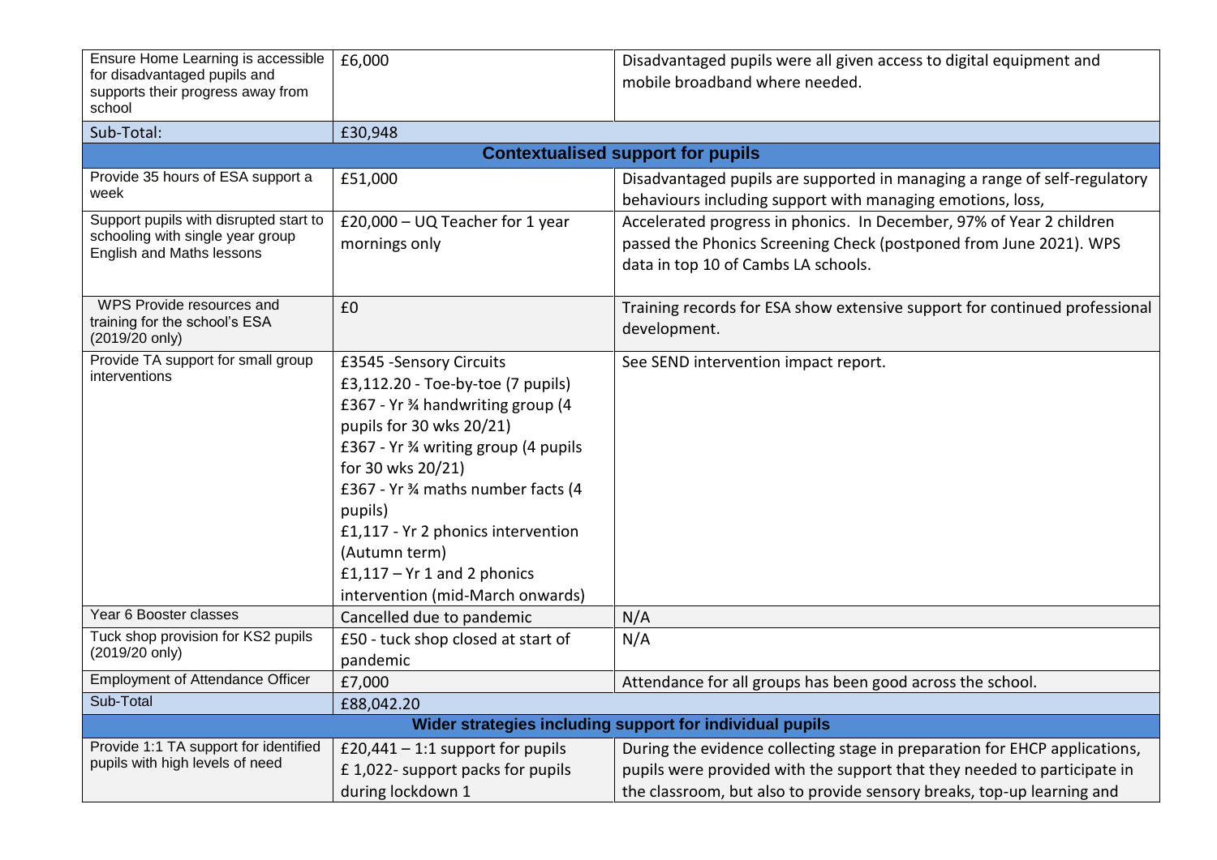| | | |
|---|---|---|
| Ensure Home Learning is accessible for disadvantaged pupils and supports their progress away from school | £6,000 | Disadvantaged pupils were all given access to digital equipment and mobile broadband where needed. |
| Sub-Total: | £30,948 | |
| **Contextualised support for pupils** | | |
| Provide 35 hours of ESA support a week | £51,000 | Disadvantaged pupils are supported in managing a range of self-regulatory behaviours including support with managing emotions, loss, |
| Support pupils with disrupted start to schooling with single year group English and Maths lessons | £20,000 – UQ Teacher for 1 year mornings only | Accelerated progress in phonics. In December, 97% of Year 2 children passed the Phonics Screening Check (postponed from June 2021). WPS data in top 10 of Cambs LA schools. |
| WPS Provide resources and training for the school's ESA (2019/20 only) | £0 | Training records for ESA show extensive support for continued professional development. |
| Provide TA support for small group interventions | £3545 -Sensory Circuits<br>£3,112.20 - Toe-by-toe (7 pupils)<br>£367 - Yr ¾ handwriting group (4 pupils for 30 wks 20/21)<br>£367 - Yr ¾ writing group (4 pupils for 30 wks 20/21)<br>£367 - Yr ¾ maths number facts (4 pupils)<br>£1,117 - Yr 2 phonics intervention (Autumn term)<br>£1,117 – Yr 1 and 2 phonics intervention (mid-March onwards) | See SEND intervention impact report. |
| Year 6 Booster classes | Cancelled due to pandemic | N/A |
| Tuck shop provision for KS2 pupils (2019/20 only) | £50 - tuck shop closed at start of pandemic | N/A |
| Employment of Attendance Officer | £7,000 | Attendance for all groups has been good across the school. |
| Sub-Total | £88,042.20 | |
| **Wider strategies including support for individual pupils** | | |
| Provide 1:1 TA support for identified pupils with high levels of need | £20,441 – 1:1 support for pupils<br>£ 1,022- support packs for pupils during lockdown 1 | During the evidence collecting stage in preparation for EHCP applications, pupils were provided with the support that they needed to participate in the classroom, but also to provide sensory breaks, top-up learning and |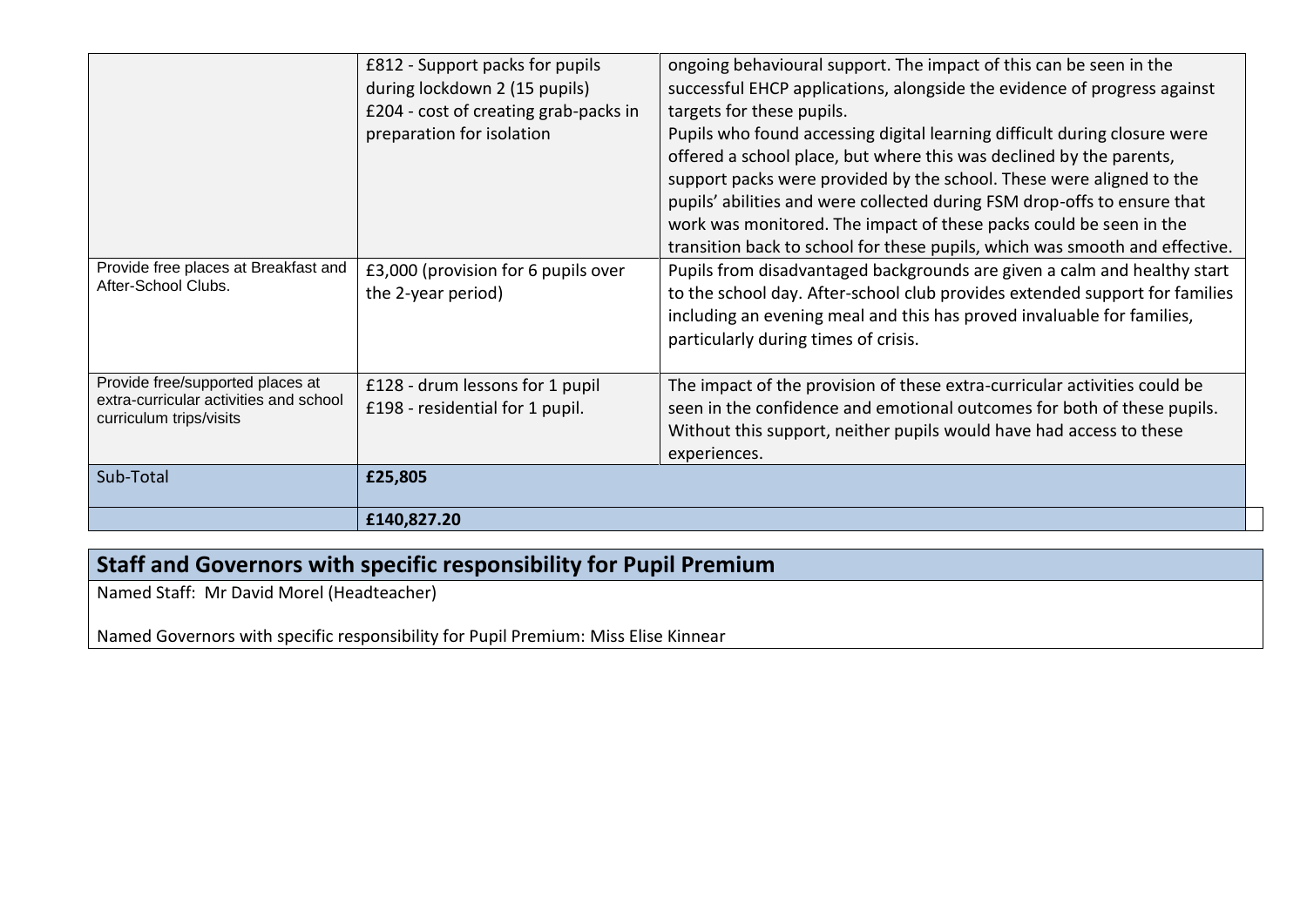| | | |
|---|---|---|
| | £812 - Support packs for pupils during lockdown 2 (15 pupils)<br>£204 - cost of creating grab-packs in preparation for isolation | ongoing behavioural support. The impact of this can be seen in the successful EHCP applications, alongside the evidence of progress against targets for these pupils.<br>Pupils who found accessing digital learning difficult during closure were offered a school place, but where this was declined by the parents, support packs were provided by the school. These were aligned to the pupils' abilities and were collected during FSM drop-offs to ensure that work was monitored. The impact of these packs could be seen in the transition back to school for these pupils, which was smooth and effective. |
| Provide free places at Breakfast and After-School Clubs. | £3,000 (provision for 6 pupils over the 2-year period) | Pupils from disadvantaged backgrounds are given a calm and healthy start to the school day. After-school club provides extended support for families including an evening meal and this has proved invaluable for families, particularly during times of crisis. |
| Provide free/supported places at extra-curricular activities and school curriculum trips/visits | £128 - drum lessons for 1 pupil<br>£198 - residential for 1 pupil. | The impact of the provision of these extra-curricular activities could be seen in the confidence and emotional outcomes for both of these pupils. Without this support, neither pupils would have had access to these experiences. |
| Sub-Total | **£25,805** | |
| | **£140,827.20** | |

## Staff and Governors with specific responsibility for Pupil Premium

Named Staff: Mr David Morel (Headteacher)

Named Governors with specific responsibility for Pupil Premium: Miss Elise Kinnear